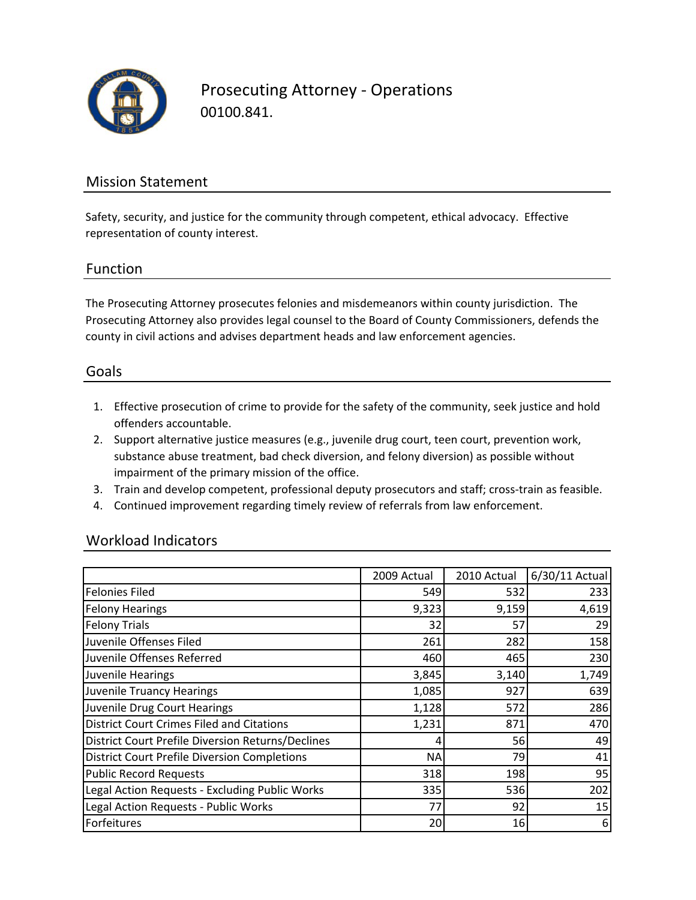# Prosecuting Attorney - Operations

00100.841.

## Mission Statement

Safety, security, and justice for the community through competent, ethical advocacy. Effective representation of county interest.

## Function

The Prosecuting Attorney prosecutes felonies and misdemeanors within county jurisdiction. The Prosecuting Attorney also provides legal counsel to the Board of County Commissioners, defends the county in civil actions and advises department heads and law enforcement agencies.

## Goals

1. Effective prosecution of crime to provide for the safety of the community, seek justice and hold offenders accountable.
2. Support alternative justice measures (e.g., juvenile drug court, teen court, prevention work, substance abuse treatment, bad check diversion, and felony diversion) as possible without impairment of the primary mission of the office.
3. Train and develop competent, professional deputy prosecutors and staff; cross-train as feasible.
4. Continued improvement regarding timely review of referrals from law enforcement.

## Workload Indicators

| | 2009 Actual | 2010 Actual | 6/30/11 Actual |
|---|---|---|---|
| Felonies Filed | 549 | 532 | 233 |
| Felony Hearings | 9,323 | 9,159 | 4,619 |
| Felony Trials | 32 | 57 | 29 |
| Juvenile Offenses Filed | 261 | 282 | 158 |
| Juvenile Offenses Referred | 460 | 465 | 230 |
| Juvenile Hearings | 3,845 | 3,140 | 1,749 |
| Juvenile Truancy Hearings | 1,085 | 927 | 639 |
| Juvenile Drug Court Hearings | 1,128 | 572 | 286 |
| District Court Crimes Filed and Citations | 1,231 | 871 | 470 |
| District Court Prefile Diversion Returns/Declines | 4 | 56 | 49 |
| District Court Prefile Diversion Completions | NA | 79 | 41 |
| Public Record Requests | 318 | 198 | 95 |
| Legal Action Requests - Excluding Public Works | 335 | 536 | 202 |
| Legal Action Requests - Public Works | 77 | 92 | 15 |
| Forfeitures | 20 | 16 | 6 |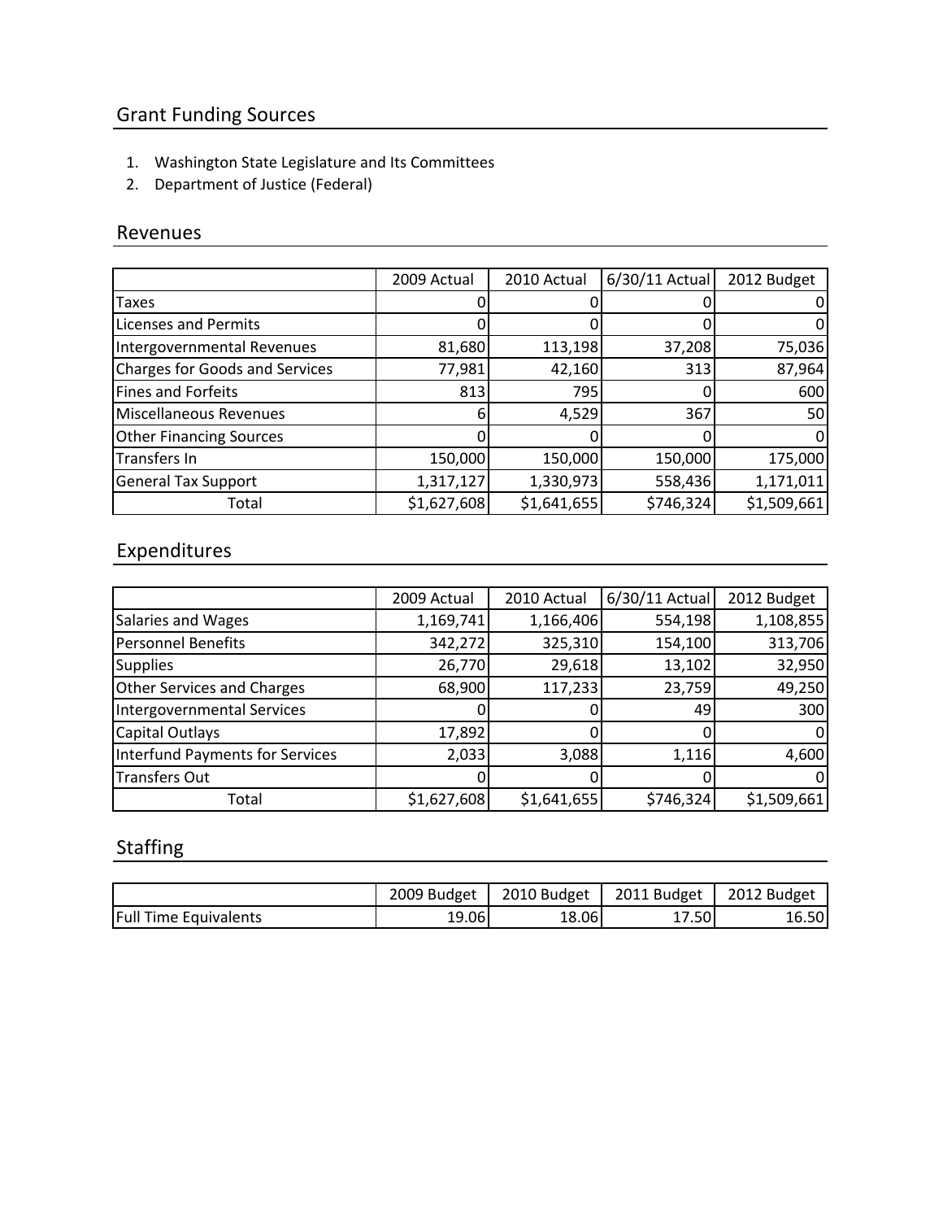## Grant Funding Sources

1. Washington State Legislature and Its Committees
2. Department of Justice (Federal)

## Revenues

| | 2009 Actual | 2010 Actual | 6/30/11 Actual | 2012 Budget |
|---|---|---|---|---|
| Taxes | 0 | 0 | 0 | 0 |
| Licenses and Permits | 0 | 0 | 0 | 0 |
| Intergovernmental Revenues | 81,680 | 113,198 | 37,208 | 75,036 |
| Charges for Goods and Services | 77,981 | 42,160 | 313 | 87,964 |
| Fines and Forfeits | 813 | 795 | 0 | 600 |
| Miscellaneous Revenues | 6 | 4,529 | 367 | 50 |
| Other Financing Sources | 0 | 0 | 0 | 0 |
| Transfers In | 150,000 | 150,000 | 150,000 | 175,000 |
| General Tax Support | 1,317,127 | 1,330,973 | 558,436 | 1,171,011 |
| Total | $1,627,608 | $1,641,655 | $746,324 | $1,509,661 |

## Expenditures

| | 2009 Actual | 2010 Actual | 6/30/11 Actual | 2012 Budget |
|---|---|---|---|---|
| Salaries and Wages | 1,169,741 | 1,166,406 | 554,198 | 1,108,855 |
| Personnel Benefits | 342,272 | 325,310 | 154,100 | 313,706 |
| Supplies | 26,770 | 29,618 | 13,102 | 32,950 |
| Other Services and Charges | 68,900 | 117,233 | 23,759 | 49,250 |
| Intergovernmental Services | 0 | 0 | 49 | 300 |
| Capital Outlays | 17,892 | 0 | 0 | 0 |
| Interfund Payments for Services | 2,033 | 3,088 | 1,116 | 4,600 |
| Transfers Out | 0 | 0 | 0 | 0 |
| Total | $1,627,608 | $1,641,655 | $746,324 | $1,509,661 |

## Staffing

| | 2009 Budget | 2010 Budget | 2011 Budget | 2012 Budget |
|---|---|---|---|---|
| Full Time Equivalents | 19.06 | 18.06 | 17.50 | 16.50 |